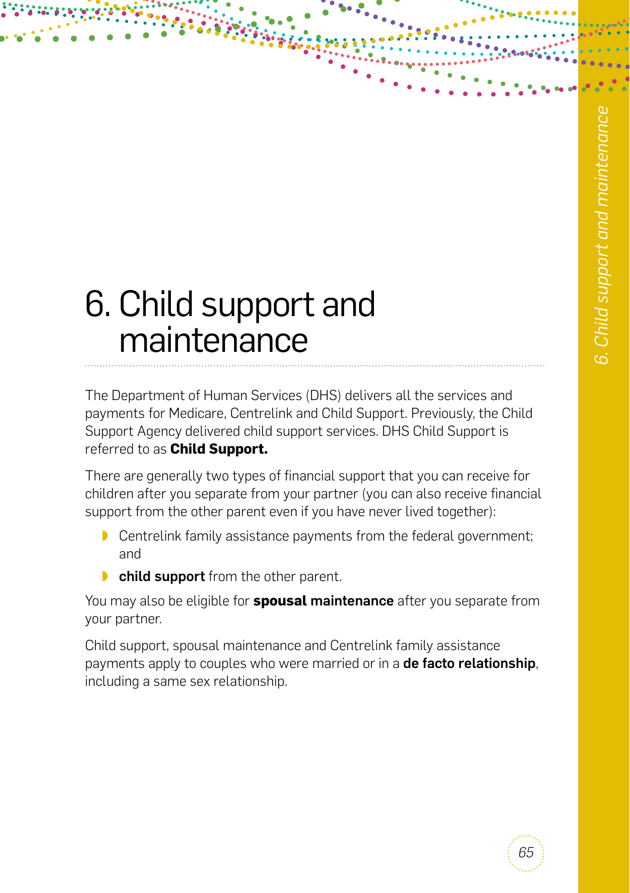# 6. Child support and maintenance

The Department of Human Services (DHS) delivers all the services and payments for Medicare, Centrelink and Child Support. Previously, the Child Support Agency delivered child support services. DHS Child Support is referred to as **Child Support.**

There are generally two types of financial support that you can receive for children after you separate from your partner (you can also receive financial support from the other parent even if you have never lived together):

- Centrelink family assistance payments from the federal government; and
- **child support** from the other parent.

You may also be eligible for **spousal maintenance** after you separate from your partner.

Child support, spousal maintenance and Centrelink family assistance payments apply to couples who were married or in a **de facto relationship**, including a same sex relationship.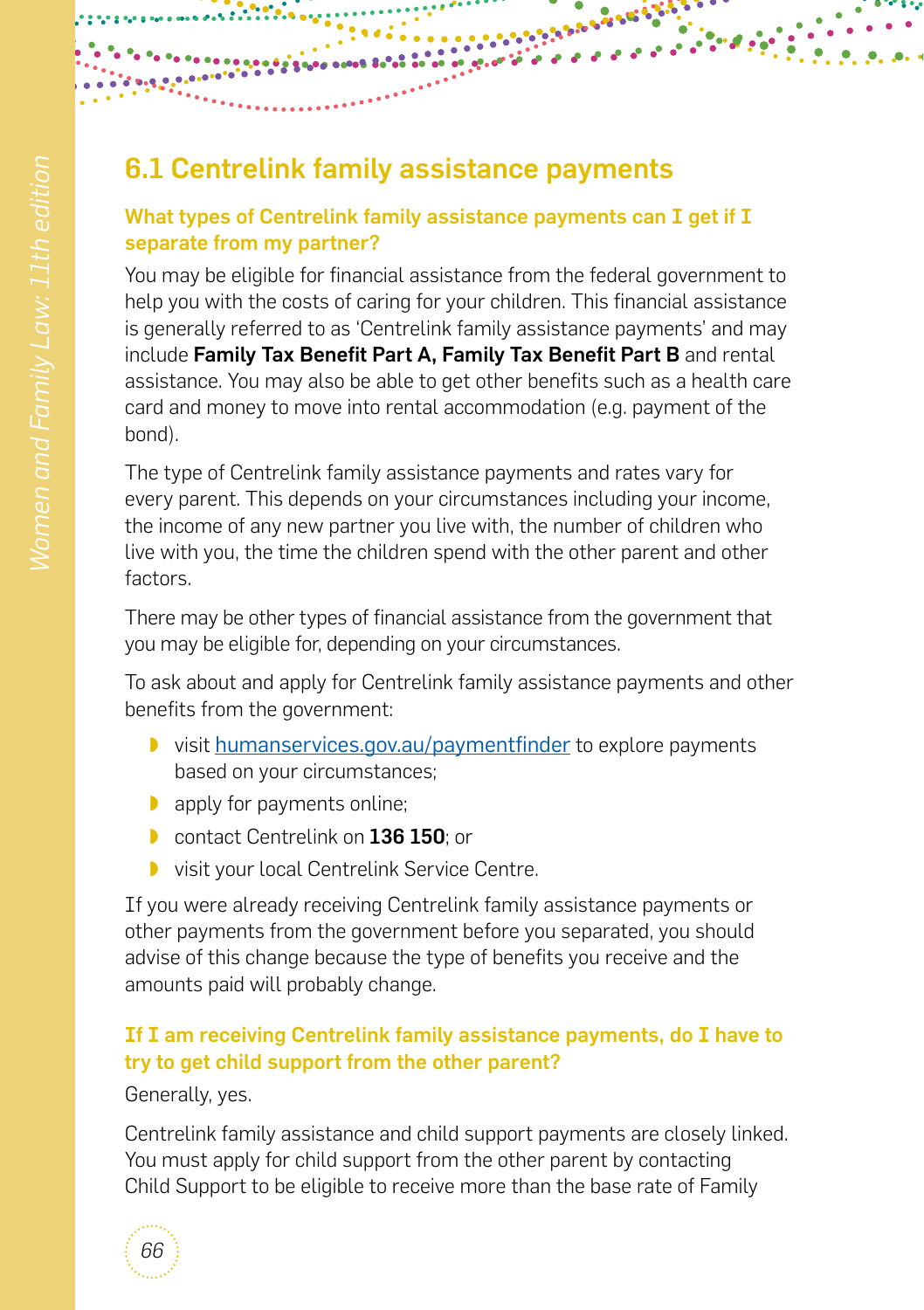## 6.1 Centrelink family assistance payments

### What types of Centrelink family assistance payments can I get if I separate from my partner?

You may be eligible for financial assistance from the federal government to help you with the costs of caring for your children. This financial assistance is generally referred to as 'Centrelink family assistance payments' and may include **Family Tax Benefit Part A, Family Tax Benefit Part B** and rental assistance. You may also be able to get other benefits such as a health care card and money to move into rental accommodation (e.g. payment of the bond).

The type of Centrelink family assistance payments and rates vary for every parent. This depends on your circumstances including your income, the income of any new partner you live with, the number of children who live with you, the time the children spend with the other parent and other factors.

There may be other types of financial assistance from the government that you may be eligible for, depending on your circumstances.

To ask about and apply for Centrelink family assistance payments and other benefits from the government:

- visit humanservices.gov.au/paymentfinder to explore payments based on your circumstances;
- apply for payments online;
- contact Centrelink on **136 150**; or
- visit your local Centrelink Service Centre.

If you were already receiving Centrelink family assistance payments or other payments from the government before you separated, you should advise of this change because the type of benefits you receive and the amounts paid will probably change.

### If I am receiving Centrelink family assistance payments, do I have to try to get child support from the other parent?

Generally, yes.

Centrelink family assistance and child support payments are closely linked. You must apply for child support from the other parent by contacting Child Support to be eligible to receive more than the base rate of Family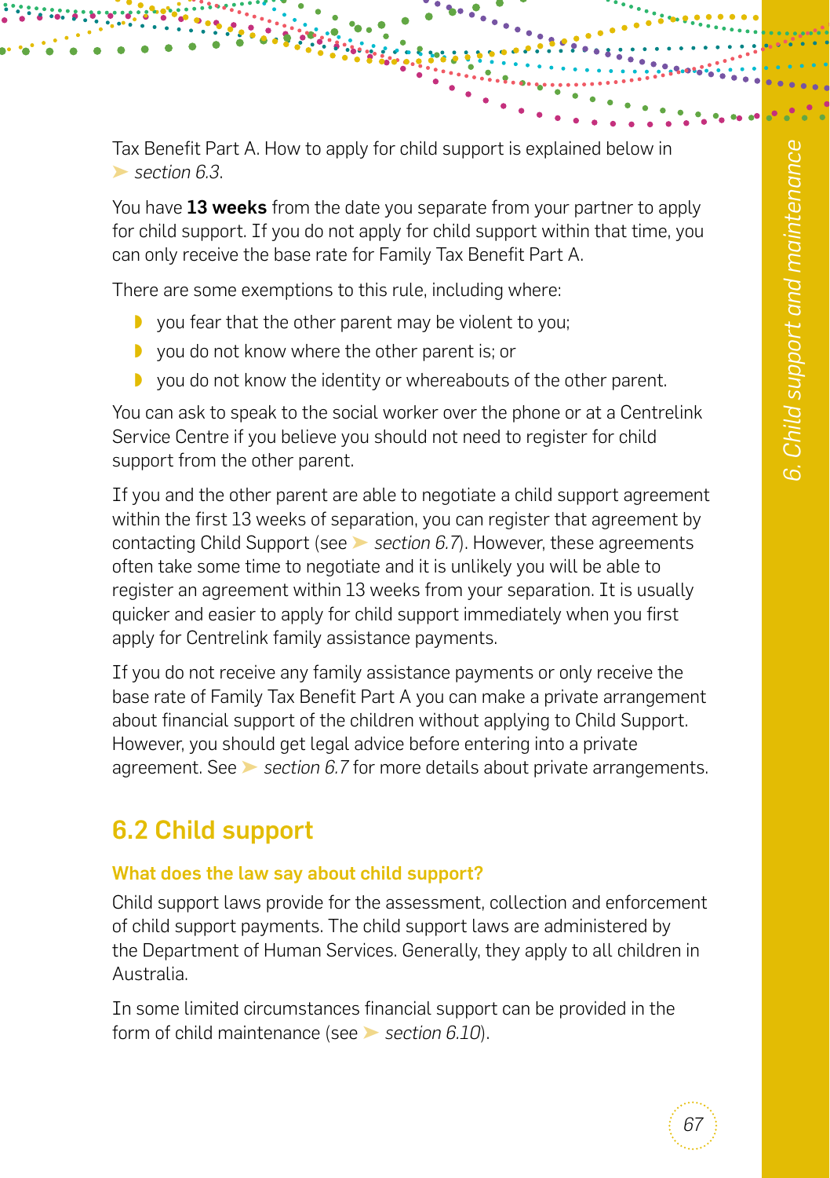Tax Benefit Part A. How to apply for child support is explained below in ➤ *section 6.3*.

You have **13 weeks** from the date you separate from your partner to apply for child support. If you do not apply for child support within that time, you can only receive the base rate for Family Tax Benefit Part A.

There are some exemptions to this rule, including where:

- you fear that the other parent may be violent to you;
- you do not know where the other parent is; or
- you do not know the identity or whereabouts of the other parent.

You can ask to speak to the social worker over the phone or at a Centrelink Service Centre if you believe you should not need to register for child support from the other parent.

If you and the other parent are able to negotiate a child support agreement within the first 13 weeks of separation, you can register that agreement by contacting Child Support (see ➤ *section 6.7*). However, these agreements often take some time to negotiate and it is unlikely you will be able to register an agreement within 13 weeks from your separation. It is usually quicker and easier to apply for child support immediately when you first apply for Centrelink family assistance payments.

If you do not receive any family assistance payments or only receive the base rate of Family Tax Benefit Part A you can make a private arrangement about financial support of the children without applying to Child Support. However, you should get legal advice before entering into a private agreement. See ➤ *section 6.7* for more details about private arrangements.

## 6.2 Child support

### What does the law say about child support?

Child support laws provide for the assessment, collection and enforcement of child support payments. The child support laws are administered by the Department of Human Services. Generally, they apply to all children in Australia.

In some limited circumstances financial support can be provided in the form of child maintenance (see ➤ *section 6.10*).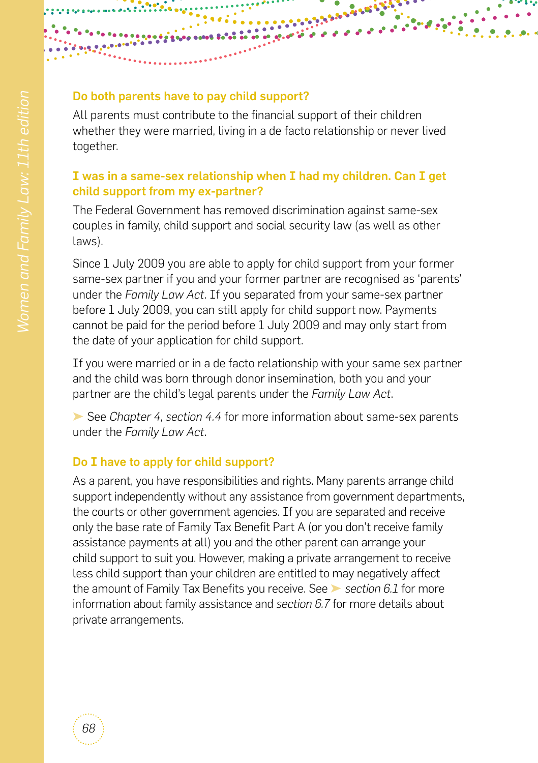### Do both parents have to pay child support?

All parents must contribute to the financial support of their children whether they were married, living in a de facto relationship or never lived together.

### I was in a same-sex relationship when I had my children. Can I get child support from my ex-partner?

The Federal Government has removed discrimination against same-sex couples in family, child support and social security law (as well as other laws).

Since 1 July 2009 you are able to apply for child support from your former same-sex partner if you and your former partner are recognised as 'parents' under the *Family Law Act*. If you separated from your same-sex partner before 1 July 2009, you can still apply for child support now. Payments cannot be paid for the period before 1 July 2009 and may only start from the date of your application for child support.

If you were married or in a de facto relationship with your same sex partner and the child was born through donor insemination, both you and your partner are the child's legal parents under the *Family Law Act*.

➤ See *Chapter 4, section 4.4* for more information about same-sex parents under the *Family Law Act*.

### Do I have to apply for child support?

As a parent, you have responsibilities and rights. Many parents arrange child support independently without any assistance from government departments, the courts or other government agencies. If you are separated and receive only the base rate of Family Tax Benefit Part A (or you don't receive family assistance payments at all) you and the other parent can arrange your child support to suit you. However, making a private arrangement to receive less child support than your children are entitled to may negatively affect the amount of Family Tax Benefits you receive. See ➤ *section 6.1* for more information about family assistance and *section 6.7* for more details about private arrangements.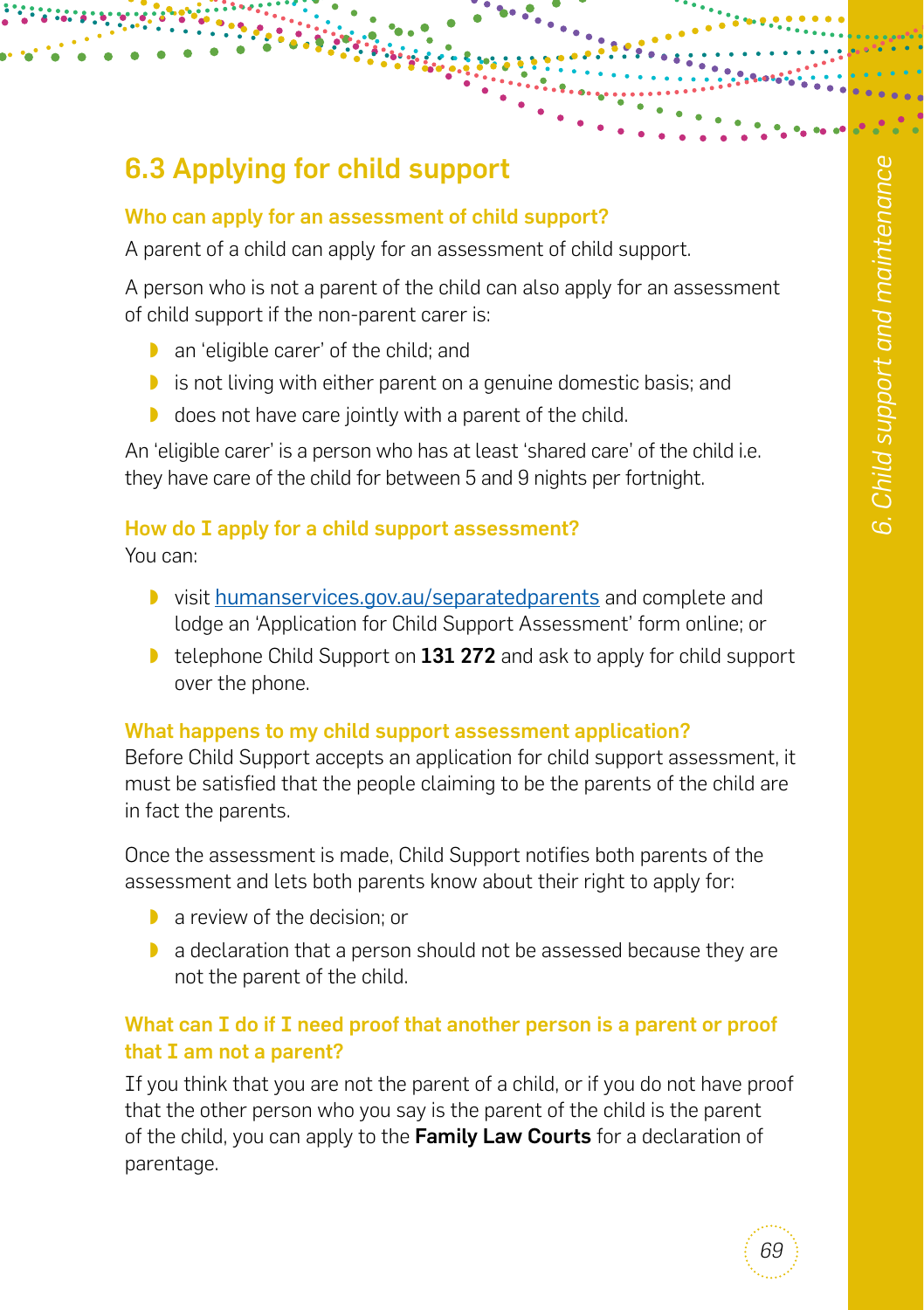## 6.3 Applying for child support

### Who can apply for an assessment of child support?

A parent of a child can apply for an assessment of child support.

A person who is not a parent of the child can also apply for an assessment of child support if the non-parent carer is:

- an 'eligible carer' of the child; and
- is not living with either parent on a genuine domestic basis; and
- does not have care jointly with a parent of the child.

An 'eligible carer' is a person who has at least 'shared care' of the child i.e. they have care of the child for between 5 and 9 nights per fortnight.

### How do I apply for a child support assessment?

You can:

- visit [humanservices.gov.au/separatedparents](humanservices.gov.au/separatedparents) and complete and lodge an 'Application for Child Support Assessment' form online; or
- telephone Child Support on **131 272** and ask to apply for child support over the phone.

### What happens to my child support assessment application?

Before Child Support accepts an application for child support assessment, it must be satisfied that the people claiming to be the parents of the child are in fact the parents.

Once the assessment is made, Child Support notifies both parents of the assessment and lets both parents know about their right to apply for:

- a review of the decision; or
- a declaration that a person should not be assessed because they are not the parent of the child.

### What can I do if I need proof that another person is a parent or proof that I am not a parent?

If you think that you are not the parent of a child, or if you do not have proof that the other person who you say is the parent of the child is the parent of the child, you can apply to the **Family Law Courts** for a declaration of parentage.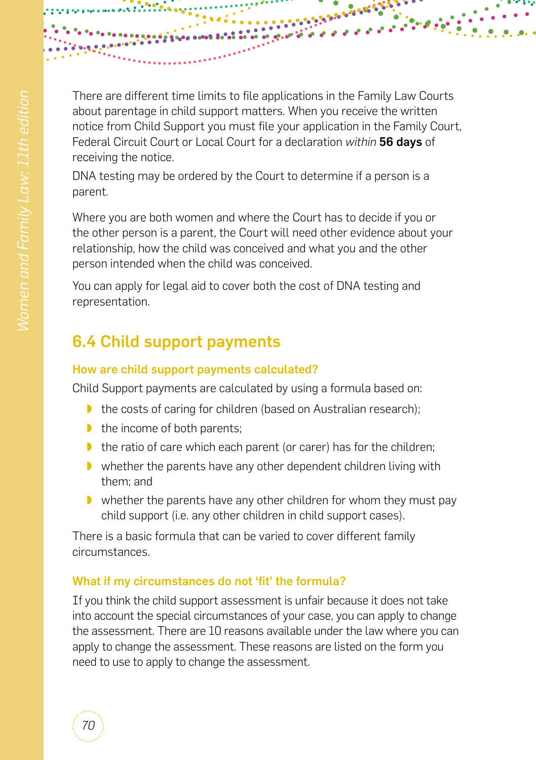There are different time limits to file applications in the Family Law Courts about parentage in child support matters. When you receive the written notice from Child Support you must file your application in the Family Court, Federal Circuit Court or Local Court for a declaration *within* **56 days** of receiving the notice.

DNA testing may be ordered by the Court to determine if a person is a parent.

Where you are both women and where the Court has to decide if you or the other person is a parent, the Court will need other evidence about your relationship, how the child was conceived and what you and the other person intended when the child was conceived.

You can apply for legal aid to cover both the cost of DNA testing and representation.

## 6.4 Child support payments

### How are child support payments calculated?

Child Support payments are calculated by using a formula based on:

- the costs of caring for children (based on Australian research);
- the income of both parents;
- the ratio of care which each parent (or carer) has for the children;
- whether the parents have any other dependent children living with them; and
- whether the parents have any other children for whom they must pay child support (i.e. any other children in child support cases).

There is a basic formula that can be varied to cover different family circumstances.

### What if my circumstances do not 'fit' the formula?

If you think the child support assessment is unfair because it does not take into account the special circumstances of your case, you can apply to change the assessment. There are 10 reasons available under the law where you can apply to change the assessment. These reasons are listed on the form you need to use to apply to change the assessment.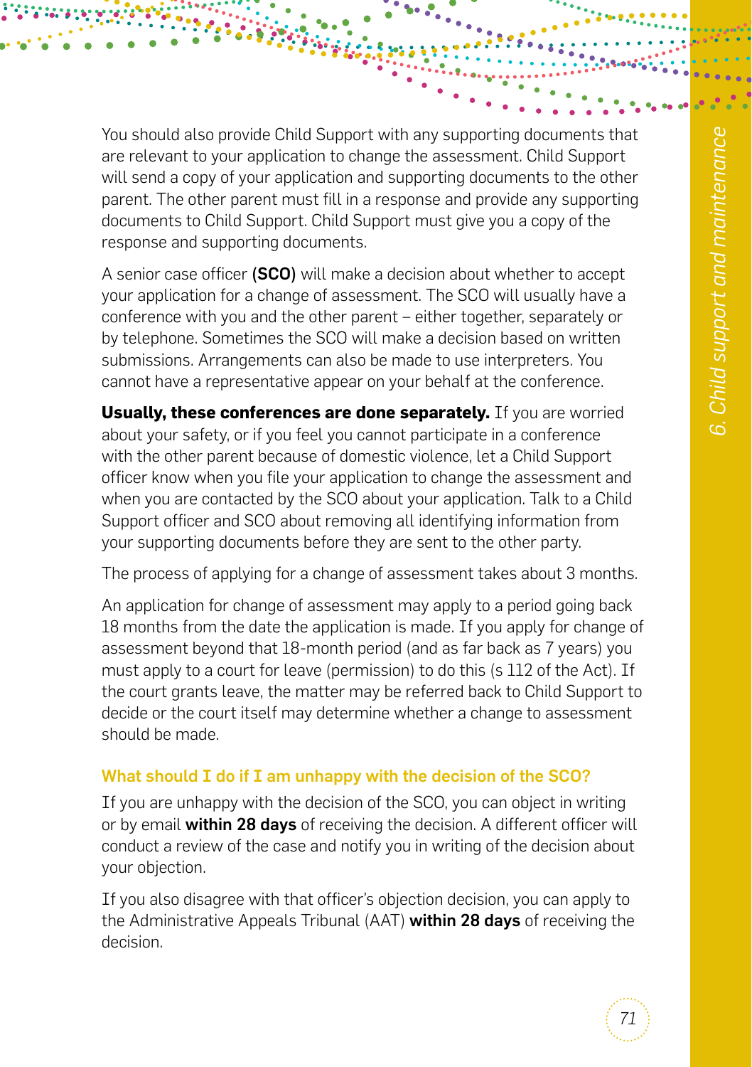You should also provide Child Support with any supporting documents that are relevant to your application to change the assessment. Child Support will send a copy of your application and supporting documents to the other parent. The other parent must fill in a response and provide any supporting documents to Child Support. Child Support must give you a copy of the response and supporting documents.

A senior case officer **(SCO)** will make a decision about whether to accept your application for a change of assessment. The SCO will usually have a conference with you and the other parent – either together, separately or by telephone. Sometimes the SCO will make a decision based on written submissions. Arrangements can also be made to use interpreters. You cannot have a representative appear on your behalf at the conference.

**Usually, these conferences are done separately.** If you are worried about your safety, or if you feel you cannot participate in a conference with the other parent because of domestic violence, let a Child Support officer know when you file your application to change the assessment and when you are contacted by the SCO about your application. Talk to a Child Support officer and SCO about removing all identifying information from your supporting documents before they are sent to the other party.

The process of applying for a change of assessment takes about 3 months.

An application for change of assessment may apply to a period going back 18 months from the date the application is made. If you apply for change of assessment beyond that 18-month period (and as far back as 7 years) you must apply to a court for leave (permission) to do this (s 112 of the Act). If the court grants leave, the matter may be referred back to Child Support to decide or the court itself may determine whether a change to assessment should be made.

### What should I do if I am unhappy with the decision of the SCO?

If you are unhappy with the decision of the SCO, you can object in writing or by email **within 28 days** of receiving the decision. A different officer will conduct a review of the case and notify you in writing of the decision about your objection.

If you also disagree with that officer's objection decision, you can apply to the Administrative Appeals Tribunal (AAT) **within 28 days** of receiving the decision.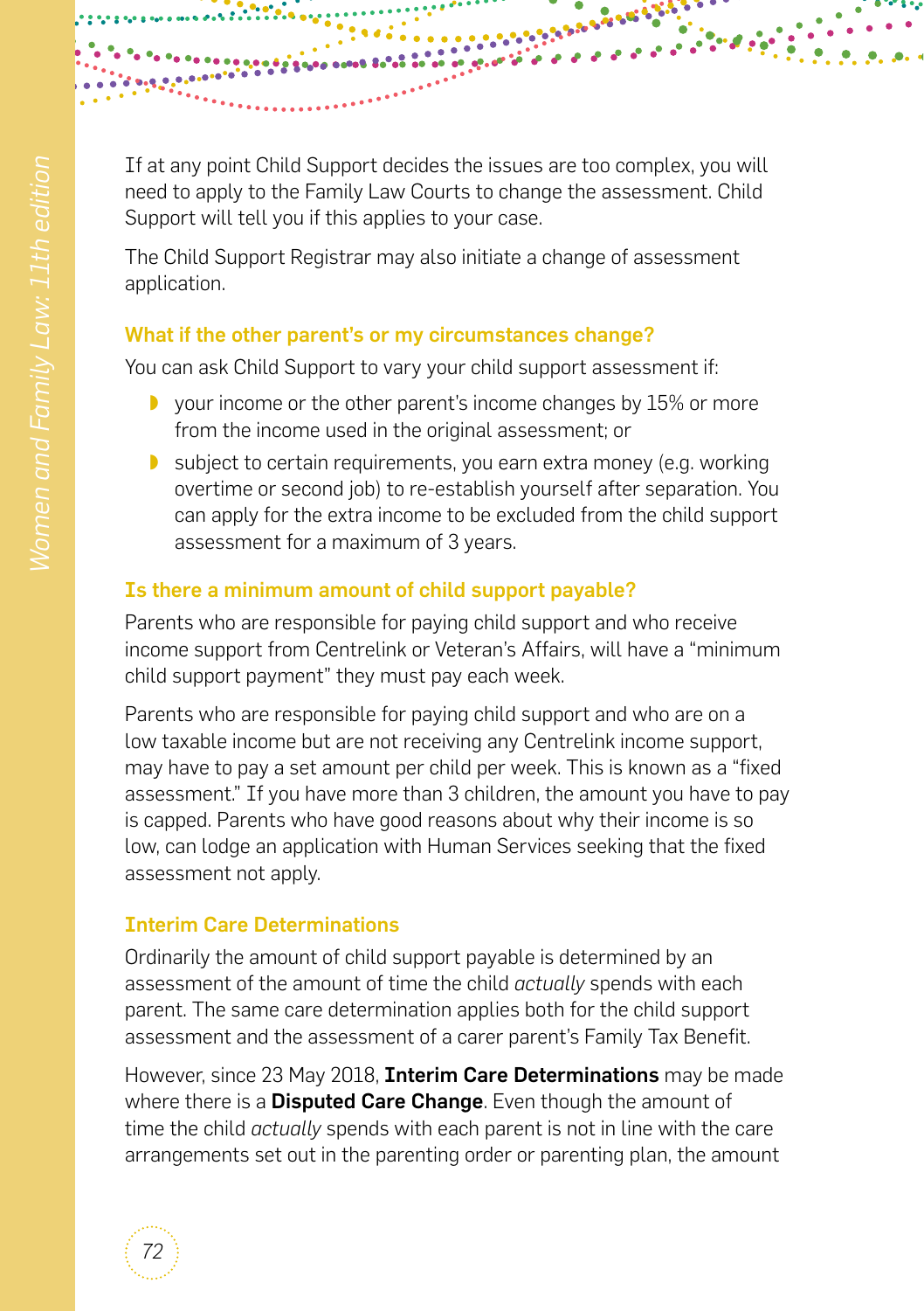If at any point Child Support decides the issues are too complex, you will need to apply to the Family Law Courts to change the assessment. Child Support will tell you if this applies to your case.

The Child Support Registrar may also initiate a change of assessment application.

### What if the other parent's or my circumstances change?

You can ask Child Support to vary your child support assessment if:

- your income or the other parent's income changes by 15% or more from the income used in the original assessment; or
- subject to certain requirements, you earn extra money (e.g. working overtime or second job) to re-establish yourself after separation. You can apply for the extra income to be excluded from the child support assessment for a maximum of 3 years.

### Is there a minimum amount of child support payable?

Parents who are responsible for paying child support and who receive income support from Centrelink or Veteran's Affairs, will have a "minimum child support payment" they must pay each week.

Parents who are responsible for paying child support and who are on a low taxable income but are not receiving any Centrelink income support, may have to pay a set amount per child per week. This is known as a "fixed assessment." If you have more than 3 children, the amount you have to pay is capped. Parents who have good reasons about why their income is so low, can lodge an application with Human Services seeking that the fixed assessment not apply.

### Interim Care Determinations

Ordinarily the amount of child support payable is determined by an assessment of the amount of time the child *actually* spends with each parent. The same care determination applies both for the child support assessment and the assessment of a carer parent's Family Tax Benefit.

However, since 23 May 2018, **Interim Care Determinations** may be made where there is a **Disputed Care Change**. Even though the amount of time the child *actually* spends with each parent is not in line with the care arrangements set out in the parenting order or parenting plan, the amount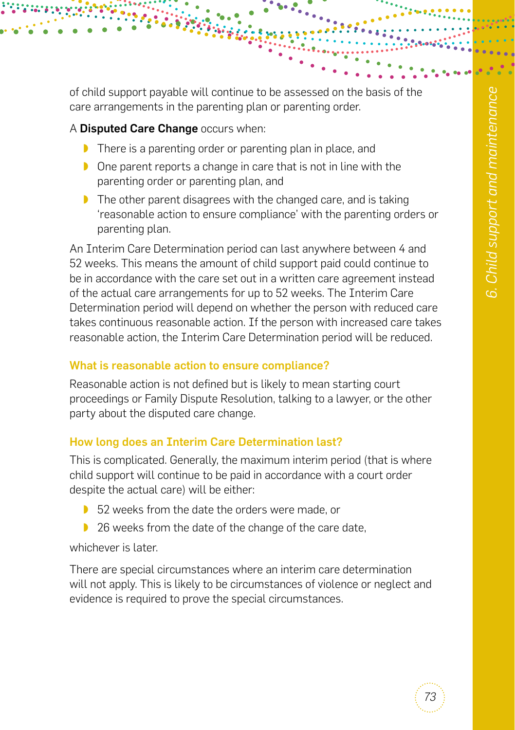of child support payable will continue to be assessed on the basis of the care arrangements in the parenting plan or parenting order.

A **Disputed Care Change** occurs when:

- There is a parenting order or parenting plan in place, and
- One parent reports a change in care that is not in line with the parenting order or parenting plan, and
- The other parent disagrees with the changed care, and is taking 'reasonable action to ensure compliance' with the parenting orders or parenting plan.

An Interim Care Determination period can last anywhere between 4 and 52 weeks. This means the amount of child support paid could continue to be in accordance with the care set out in a written care agreement instead of the actual care arrangements for up to 52 weeks. The Interim Care Determination period will depend on whether the person with reduced care takes continuous reasonable action. If the person with increased care takes reasonable action, the Interim Care Determination period will be reduced.

### What is reasonable action to ensure compliance?

Reasonable action is not defined but is likely to mean starting court proceedings or Family Dispute Resolution, talking to a lawyer, or the other party about the disputed care change.

### How long does an Interim Care Determination last?

This is complicated. Generally, the maximum interim period (that is where child support will continue to be paid in accordance with a court order despite the actual care) will be either:

- 52 weeks from the date the orders were made, or
- 26 weeks from the date of the change of the care date,

whichever is later.

There are special circumstances where an interim care determination will not apply. This is likely to be circumstances of violence or neglect and evidence is required to prove the special circumstances.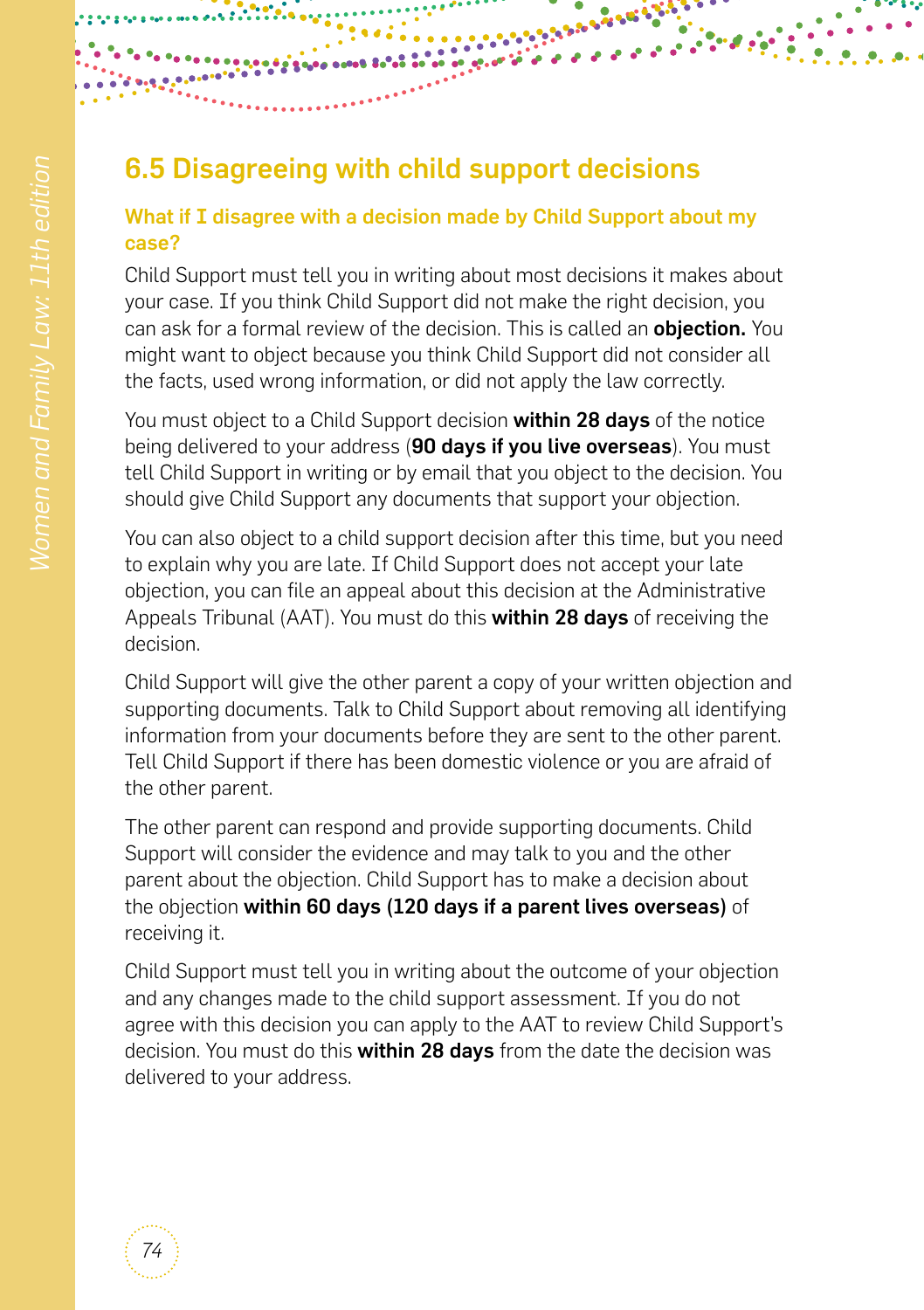## 6.5 Disagreeing with child support decisions

### What if I disagree with a decision made by Child Support about my case?

Child Support must tell you in writing about most decisions it makes about your case. If you think Child Support did not make the right decision, you can ask for a formal review of the decision. This is called an **objection.** You might want to object because you think Child Support did not consider all the facts, used wrong information, or did not apply the law correctly.

You must object to a Child Support decision **within 28 days** of the notice being delivered to your address (**90 days if you live overseas**). You must tell Child Support in writing or by email that you object to the decision. You should give Child Support any documents that support your objection.

You can also object to a child support decision after this time, but you need to explain why you are late. If Child Support does not accept your late objection, you can file an appeal about this decision at the Administrative Appeals Tribunal (AAT). You must do this **within 28 days** of receiving the decision.

Child Support will give the other parent a copy of your written objection and supporting documents. Talk to Child Support about removing all identifying information from your documents before they are sent to the other parent. Tell Child Support if there has been domestic violence or you are afraid of the other parent.

The other parent can respond and provide supporting documents. Child Support will consider the evidence and may talk to you and the other parent about the objection. Child Support has to make a decision about the objection **within 60 days (120 days if a parent lives overseas)** of receiving it.

Child Support must tell you in writing about the outcome of your objection and any changes made to the child support assessment. If you do not agree with this decision you can apply to the AAT to review Child Support's decision. You must do this **within 28 days** from the date the decision was delivered to your address.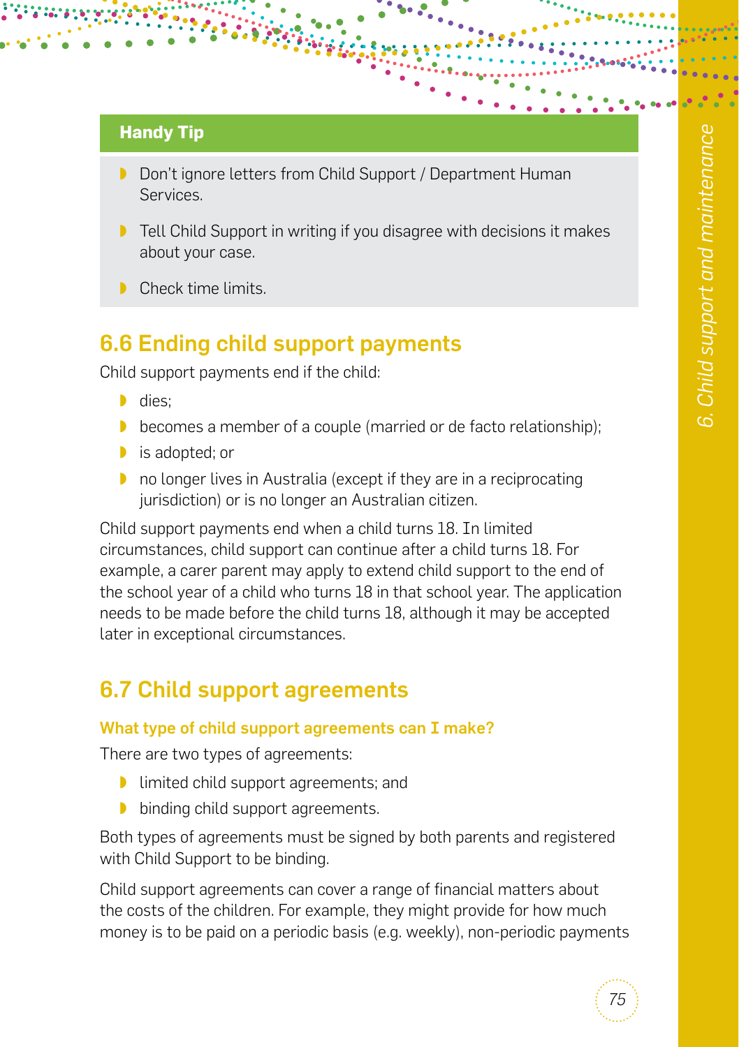**Handy Tip**

- Don't ignore letters from Child Support / Department Human Services.
- Tell Child Support in writing if you disagree with decisions it makes about your case.
- Check time limits.

## 6.6 Ending child support payments

Child support payments end if the child:

- dies;
- becomes a member of a couple (married or de facto relationship);
- is adopted; or
- no longer lives in Australia (except if they are in a reciprocating jurisdiction) or is no longer an Australian citizen.

Child support payments end when a child turns 18. In limited circumstances, child support can continue after a child turns 18. For example, a carer parent may apply to extend child support to the end of the school year of a child who turns 18 in that school year. The application needs to be made before the child turns 18, although it may be accepted later in exceptional circumstances.

## 6.7 Child support agreements

### What type of child support agreements can I make?

There are two types of agreements:

- limited child support agreements; and
- binding child support agreements.

Both types of agreements must be signed by both parents and registered with Child Support to be binding.

Child support agreements can cover a range of financial matters about the costs of the children. For example, they might provide for how much money is to be paid on a periodic basis (e.g. weekly), non-periodic payments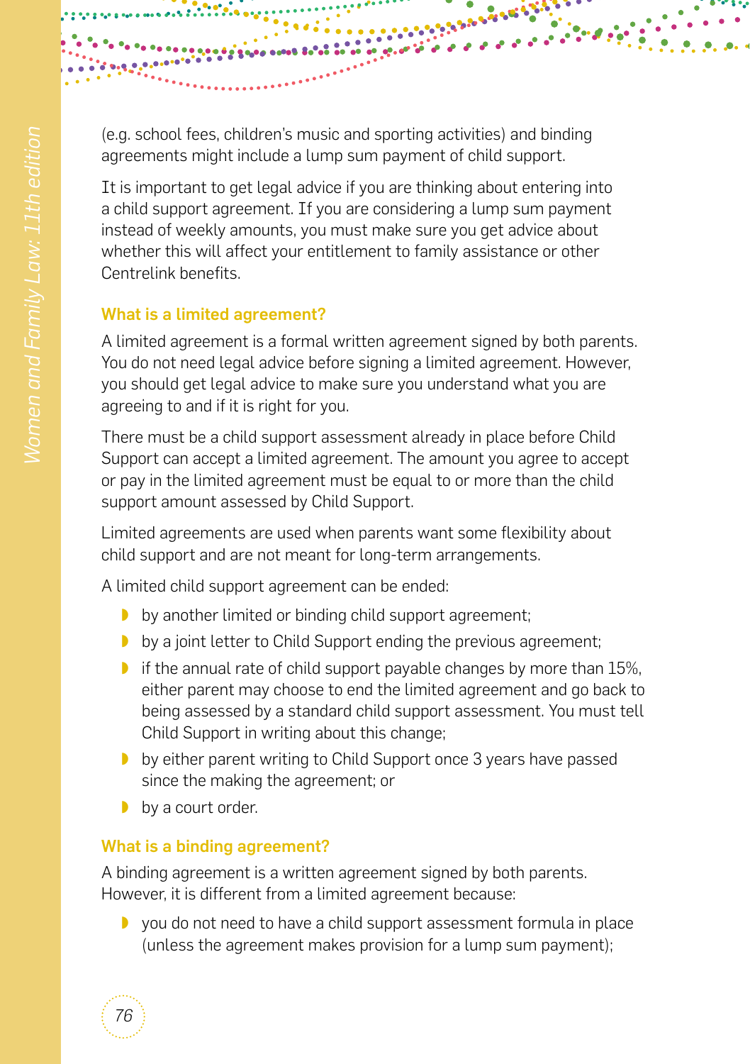(e.g. school fees, children's music and sporting activities) and binding agreements might include a lump sum payment of child support.

It is important to get legal advice if you are thinking about entering into a child support agreement. If you are considering a lump sum payment instead of weekly amounts, you must make sure you get advice about whether this will affect your entitlement to family assistance or other Centrelink benefits.

### What is a limited agreement?

A limited agreement is a formal written agreement signed by both parents. You do not need legal advice before signing a limited agreement. However, you should get legal advice to make sure you understand what you are agreeing to and if it is right for you.

There must be a child support assessment already in place before Child Support can accept a limited agreement. The amount you agree to accept or pay in the limited agreement must be equal to or more than the child support amount assessed by Child Support.

Limited agreements are used when parents want some flexibility about child support and are not meant for long-term arrangements.

A limited child support agreement can be ended:

- by another limited or binding child support agreement;
- by a joint letter to Child Support ending the previous agreement;
- if the annual rate of child support payable changes by more than 15%, either parent may choose to end the limited agreement and go back to being assessed by a standard child support assessment. You must tell Child Support in writing about this change;
- by either parent writing to Child Support once 3 years have passed since the making the agreement; or
- by a court order.

### What is a binding agreement?

A binding agreement is a written agreement signed by both parents. However, it is different from a limited agreement because:

- you do not need to have a child support assessment formula in place (unless the agreement makes provision for a lump sum payment);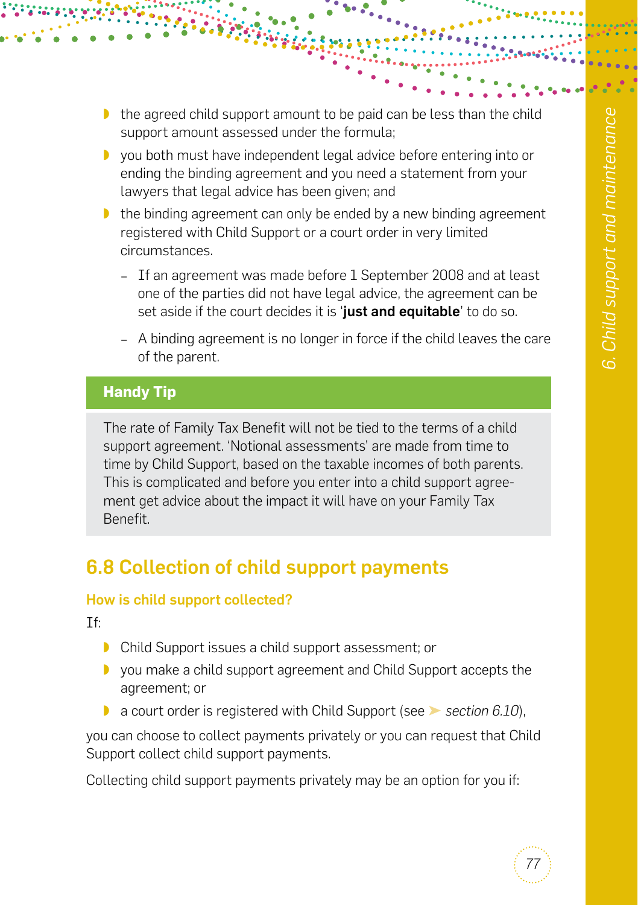- the agreed child support amount to be paid can be less than the child support amount assessed under the formula;
- you both must have independent legal advice before entering into or ending the binding agreement and you need a statement from your lawyers that legal advice has been given; and
- the binding agreement can only be ended by a new binding agreement registered with Child Support or a court order in very limited circumstances.
  - If an agreement was made before 1 September 2008 and at least one of the parties did not have legal advice, the agreement can be set aside if the court decides it is '**just and equitable**' to do so.
  - A binding agreement is no longer in force if the child leaves the care of the parent.

**Handy Tip**

The rate of Family Tax Benefit will not be tied to the terms of a child support agreement. 'Notional assessments' are made from time to time by Child Support, based on the taxable incomes of both parents. This is complicated and before you enter into a child support agreement get advice about the impact it will have on your Family Tax Benefit.

## 6.8 Collection of child support payments

### How is child support collected?

If:

- Child Support issues a child support assessment; or
- you make a child support agreement and Child Support accepts the agreement; or
- a court order is registered with Child Support (see ➤ *section 6.10*),

you can choose to collect payments privately or you can request that Child Support collect child support payments.

Collecting child support payments privately may be an option for you if: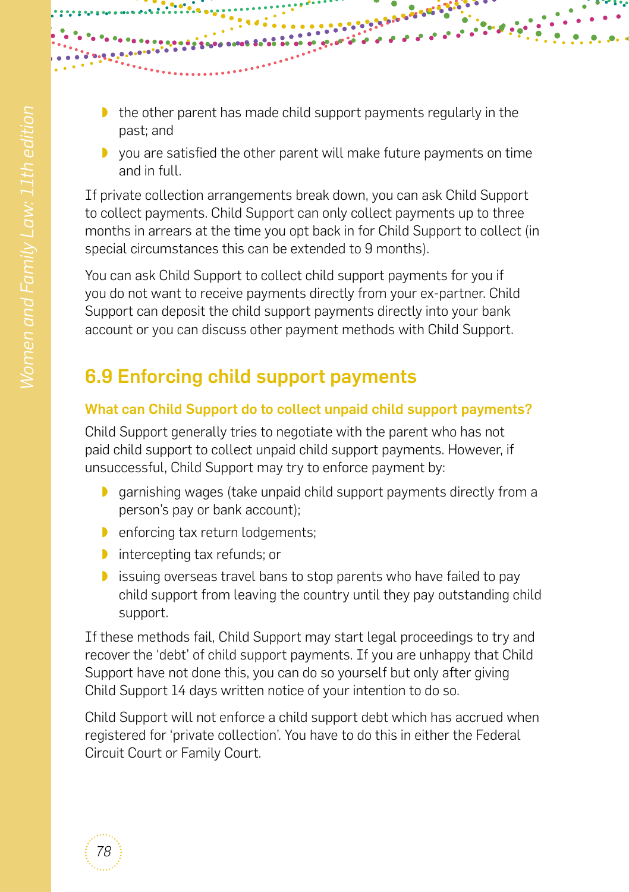- the other parent has made child support payments regularly in the past; and
- you are satisfied the other parent will make future payments on time and in full.

If private collection arrangements break down, you can ask Child Support to collect payments. Child Support can only collect payments up to three months in arrears at the time you opt back in for Child Support to collect (in special circumstances this can be extended to 9 months).

You can ask Child Support to collect child support payments for you if you do not want to receive payments directly from your ex-partner. Child Support can deposit the child support payments directly into your bank account or you can discuss other payment methods with Child Support.

## 6.9 Enforcing child support payments

### What can Child Support do to collect unpaid child support payments?

Child Support generally tries to negotiate with the parent who has not paid child support to collect unpaid child support payments. However, if unsuccessful, Child Support may try to enforce payment by:

- garnishing wages (take unpaid child support payments directly from a person's pay or bank account);
- enforcing tax return lodgements;
- intercepting tax refunds; or
- issuing overseas travel bans to stop parents who have failed to pay child support from leaving the country until they pay outstanding child support.

If these methods fail, Child Support may start legal proceedings to try and recover the 'debt' of child support payments. If you are unhappy that Child Support have not done this, you can do so yourself but only after giving Child Support 14 days written notice of your intention to do so.

Child Support will not enforce a child support debt which has accrued when registered for 'private collection'. You have to do this in either the Federal Circuit Court or Family Court.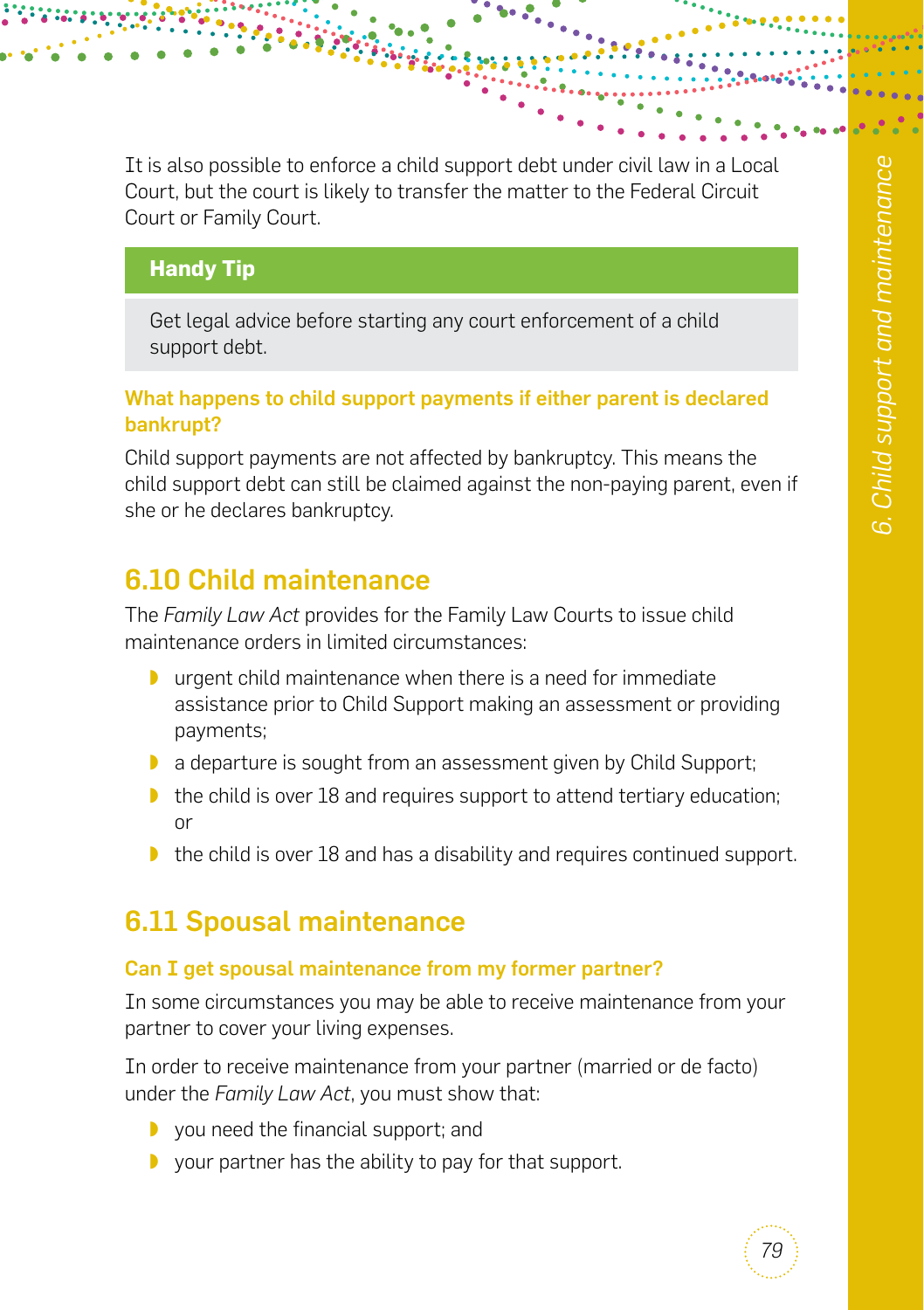It is also possible to enforce a child support debt under civil law in a Local Court, but the court is likely to transfer the matter to the Federal Circuit Court or Family Court.

> **Handy Tip**
>
> Get legal advice before starting any court enforcement of a child support debt.

### What happens to child support payments if either parent is declared bankrupt?

Child support payments are not affected by bankruptcy. This means the child support debt can still be claimed against the non-paying parent, even if she or he declares bankruptcy.

## 6.10 Child maintenance

The *Family Law Act* provides for the Family Law Courts to issue child maintenance orders in limited circumstances:

- urgent child maintenance when there is a need for immediate assistance prior to Child Support making an assessment or providing payments;
- a departure is sought from an assessment given by Child Support;
- the child is over 18 and requires support to attend tertiary education; or
- the child is over 18 and has a disability and requires continued support.

## 6.11 Spousal maintenance

### Can I get spousal maintenance from my former partner?

In some circumstances you may be able to receive maintenance from your partner to cover your living expenses.

In order to receive maintenance from your partner (married or de facto) under the *Family Law Act*, you must show that:

- you need the financial support; and
- your partner has the ability to pay for that support.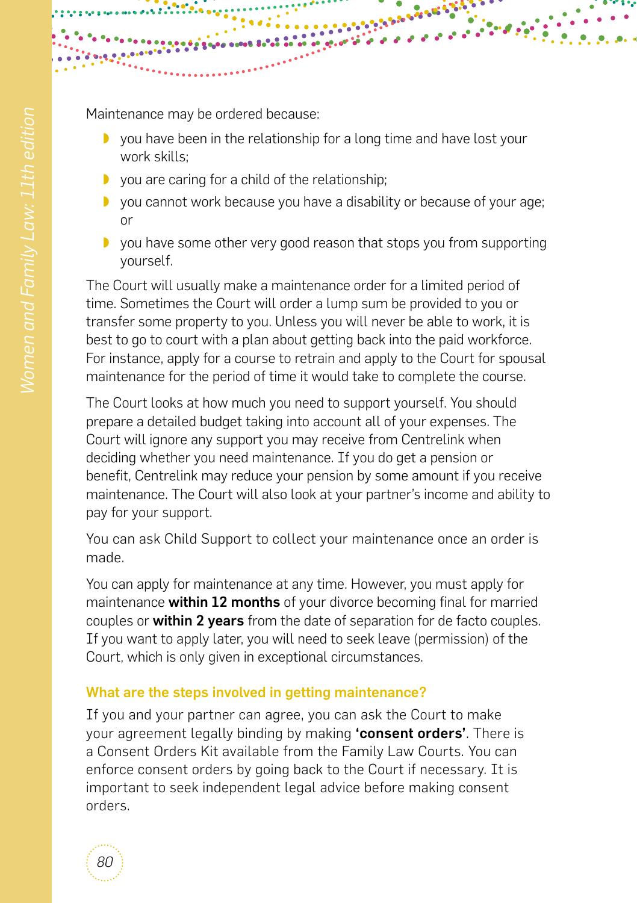Maintenance may be ordered because:

- you have been in the relationship for a long time and have lost your work skills;
- you are caring for a child of the relationship;
- you cannot work because you have a disability or because of your age; or
- you have some other very good reason that stops you from supporting yourself.

The Court will usually make a maintenance order for a limited period of time. Sometimes the Court will order a lump sum be provided to you or transfer some property to you. Unless you will never be able to work, it is best to go to court with a plan about getting back into the paid workforce. For instance, apply for a course to retrain and apply to the Court for spousal maintenance for the period of time it would take to complete the course.

The Court looks at how much you need to support yourself. You should prepare a detailed budget taking into account all of your expenses. The Court will ignore any support you may receive from Centrelink when deciding whether you need maintenance. If you do get a pension or benefit, Centrelink may reduce your pension by some amount if you receive maintenance. The Court will also look at your partner's income and ability to pay for your support.

You can ask Child Support to collect your maintenance once an order is made.

You can apply for maintenance at any time. However, you must apply for maintenance **within 12 months** of your divorce becoming final for married couples or **within 2 years** from the date of separation for de facto couples. If you want to apply later, you will need to seek leave (permission) of the Court, which is only given in exceptional circumstances.

### What are the steps involved in getting maintenance?

If you and your partner can agree, you can ask the Court to make your agreement legally binding by making **'consent orders'**. There is a Consent Orders Kit available from the Family Law Courts. You can enforce consent orders by going back to the Court if necessary. It is important to seek independent legal advice before making consent orders.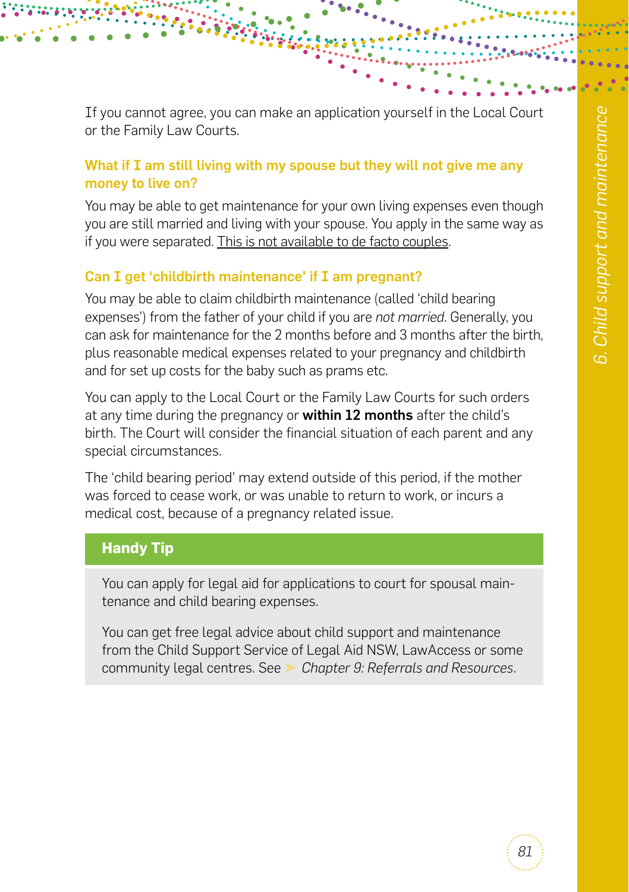If you cannot agree, you can make an application yourself in the Local Court or the Family Law Courts.

### What if I am still living with my spouse but they will not give me any money to live on?

You may be able to get maintenance for your own living expenses even though you are still married and living with your spouse. You apply in the same way as if you were separated. This is not available to de facto couples.

### Can I get 'childbirth maintenance' if I am pregnant?

You may be able to claim childbirth maintenance (called 'child bearing expenses') from the father of your child if you are *not married*. Generally, you can ask for maintenance for the 2 months before and 3 months after the birth, plus reasonable medical expenses related to your pregnancy and childbirth and for set up costs for the baby such as prams etc.

You can apply to the Local Court or the Family Law Courts for such orders at any time during the pregnancy or **within 12 months** after the child's birth. The Court will consider the financial situation of each parent and any special circumstances.

The 'child bearing period' may extend outside of this period, if the mother was forced to cease work, or was unable to return to work, or incurs a medical cost, because of a pregnancy related issue.

**Handy Tip**

You can apply for legal aid for applications to court for spousal maintenance and child bearing expenses.

You can get free legal advice about child support and maintenance from the Child Support Service of Legal Aid NSW, LawAccess or some community legal centres. See ➤ *Chapter 9: Referrals and Resources*.